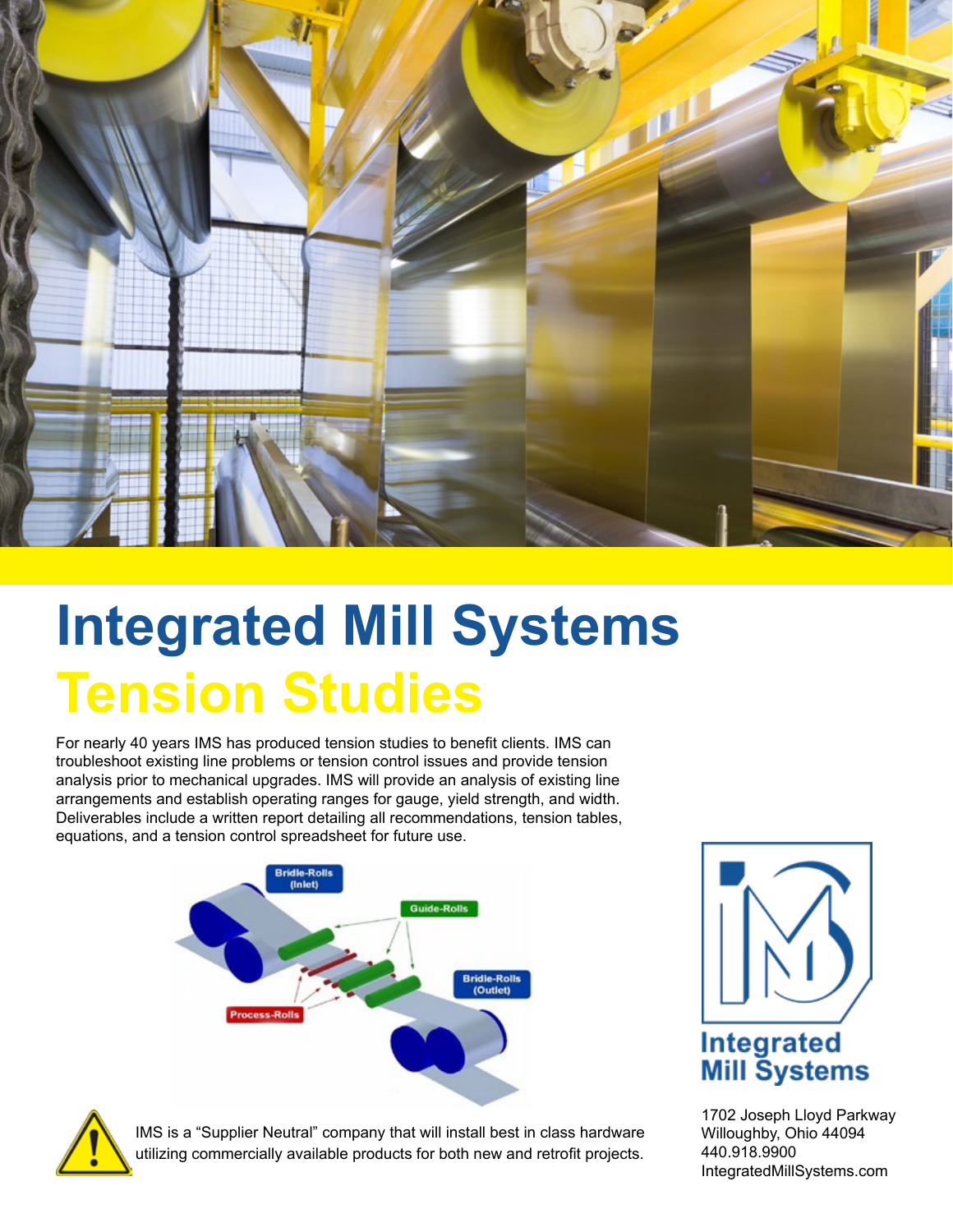# Integrated Mill Systems

## Tension Studies

For nearly 40 years IMS has produced tension studies to benefit clients. IMS can troubleshoot existing line problems or tension control issues and provide tension analysis prior to mechanical upgrades. IMS will provide an analysis of existing line arrangements and establish operating ranges for gauge, yield strength, and width. Deliverables include a written report detailing all recommendations, tension tables, equations, and a tension control spreadsheet for future use.

IMS is a "Supplier Neutral" company that will install best in class hardware utilizing commercially available products for both new and retrofit projects.

Integrated Mill Systems

1702 Joseph Lloyd Parkway
Willoughby, Ohio 44094
440.918.9900
IntegratedMillSystems.com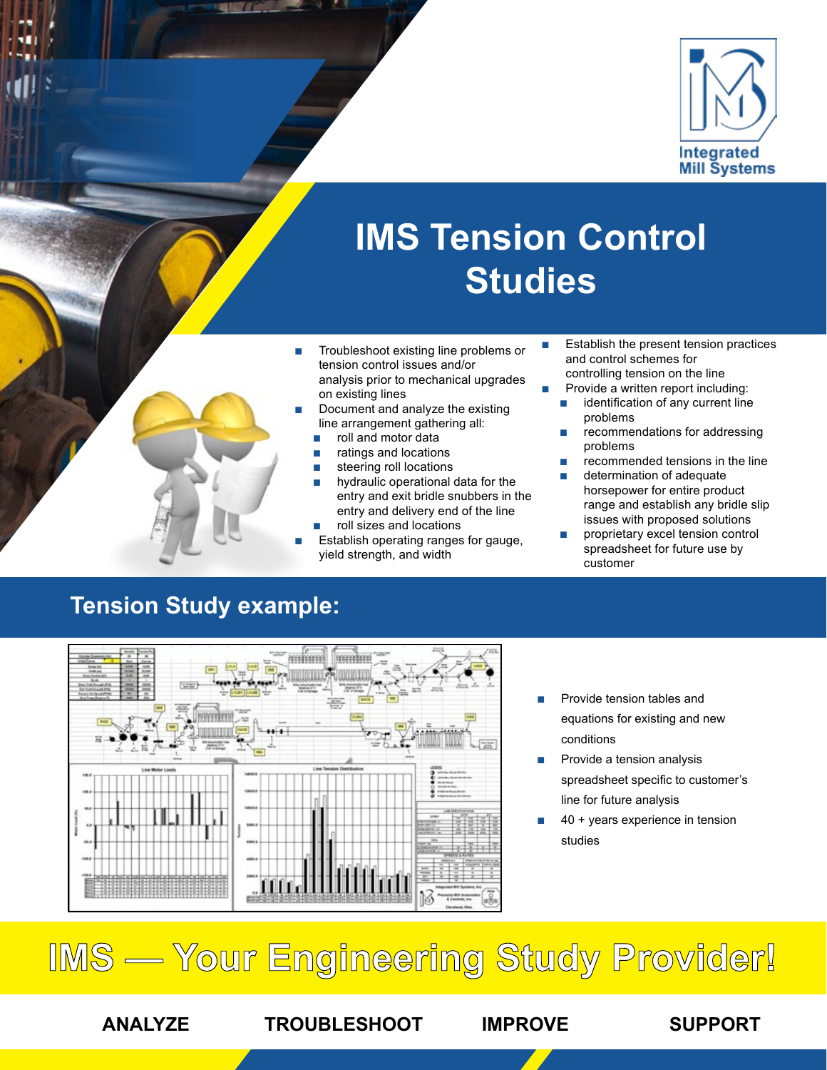Integrated Mill Systems

# IMS Tension Control Studies

- Troubleshoot existing line problems or tension control issues and/or analysis prior to mechanical upgrades on existing lines
- Document and analyze the existing line arrangement gathering all:
  - roll and motor data
  - ratings and locations
  - steering roll locations
  - hydraulic operational data for the entry and exit bridle snubbers in the entry and delivery end of the line
  - roll sizes and locations
- Establish operating ranges for gauge, yield strength, and width
- Establish the present tension practices and control schemes for controlling tension on the line
- Provide a written report including:
  - identification of any current line problems
  - recommendations for addressing problems
  - recommended tensions in the line
  - determination of adequate horsepower for entire product range and establish any bridle slip issues with proposed solutions
  - proprietary excel tension control spreadsheet for future use by customer

## Tension Study example:

- Provide tension tables and equations for existing and new conditions
- Provide a tension analysis spreadsheet specific to customer's line for future analysis
- 40 + years experience in tension studies

# IMS — Your Engineering Study Provider!

**ANALYZE** **TROUBLESHOOT** **IMPROVE** **SUPPORT**